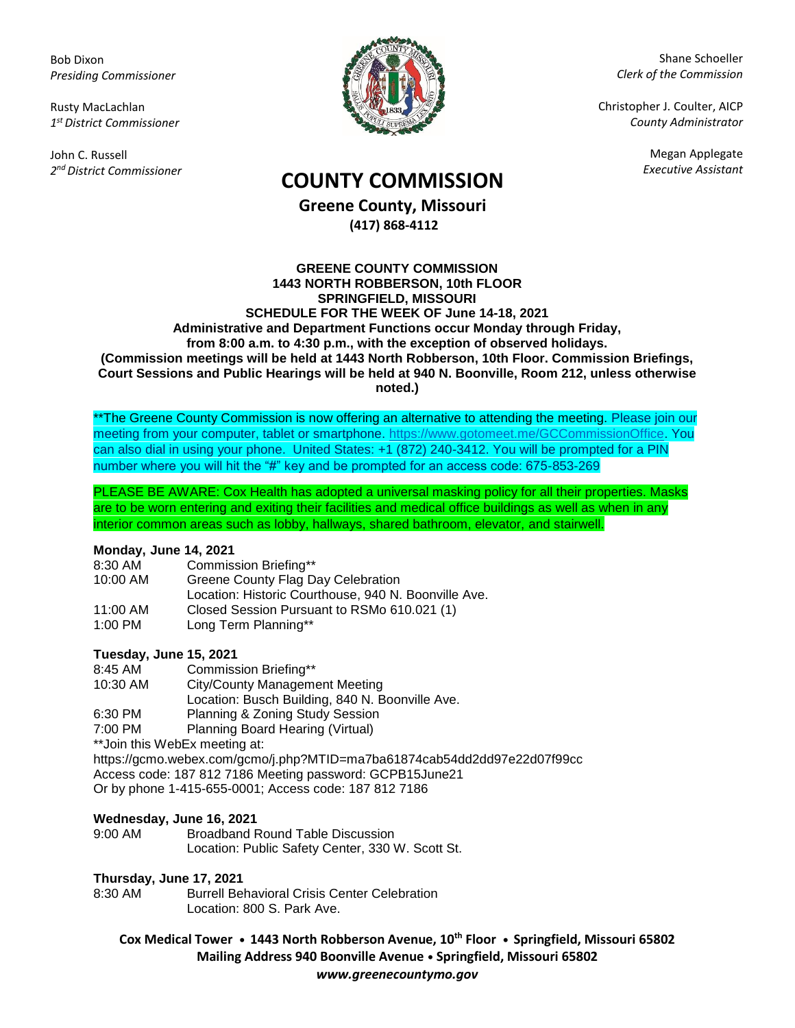Bob Dixon
*Presiding Commissioner*

Rusty MacLachlan
*1st District Commissioner*

John C. Russell
*2nd District Commissioner*

Shane Schoeller
*Clerk of the Commission*

Christopher J. Coulter, AICP
*County Administrator*

Megan Applegate
*Executive Assistant*

# COUNTY COMMISSION

## Greene County, Missouri

**(417) 868-4112**

**GREENE COUNTY COMMISSION**
**1443 NORTH ROBBERSON, 10th FLOOR**
**SPRINGFIELD, MISSOURI**
**SCHEDULE FOR THE WEEK OF June 14-18, 2021**
**Administrative and Department Functions occur Monday through Friday, from 8:00 a.m. to 4:30 p.m., with the exception of observed holidays.**
**(Commission meetings will be held at 1443 North Robberson, 10th Floor. Commission Briefings, Court Sessions and Public Hearings will be held at 940 N. Boonville, Room 212, unless otherwise noted.)**

**The Greene County Commission is now offering an alternative to attending the meeting. Please join our meeting from your computer, tablet or smartphone. https://www.gotomeet.me/GCCommissionOffice. You can also dial in using your phone. United States: +1 (872) 240-3412. You will be prompted for a PIN number where you will hit the "#" key and be prompted for an access code: 675-853-269

PLEASE BE AWARE: Cox Health has adopted a universal masking policy for all their properties. Masks are to be worn entering and exiting their facilities and medical office buildings as well as when in any interior common areas such as lobby, hallways, shared bathroom, elevator, and stairwell.

**Monday, June 14, 2021**

8:30 AM Commission Briefing**
10:00 AM Greene County Flag Day Celebration
Location: Historic Courthouse, 940 N. Boonville Ave.
11:00 AM Closed Session Pursuant to RSMo 610.021 (1)
1:00 PM Long Term Planning**

**Tuesday, June 15, 2021**

8:45 AM Commission Briefing**
10:30 AM City/County Management Meeting
Location: Busch Building, 840 N. Boonville Ave.
6:30 PM Planning & Zoning Study Session
7:00 PM Planning Board Hearing (Virtual)
**Join this WebEx meeting at:
https://gcmo.webex.com/gcmo/j.php?MTID=ma7ba61874cab54dd2dd97e22d07f99cc
Access code: 187 812 7186 Meeting password: GCPB15June21
Or by phone 1-415-655-0001; Access code: 187 812 7186

**Wednesday, June 16, 2021**

9:00 AM Broadband Round Table Discussion
Location: Public Safety Center, 330 W. Scott St.

**Thursday, June 17, 2021**

8:30 AM Burrell Behavioral Crisis Center Celebration
Location: 800 S. Park Ave.

**Cox Medical Tower • 1443 North Robberson Avenue, 10th Floor • Springfield, Missouri 65802**
**Mailing Address 940 Boonville Avenue • Springfield, Missouri 65802**
***www.greenecountymo.gov***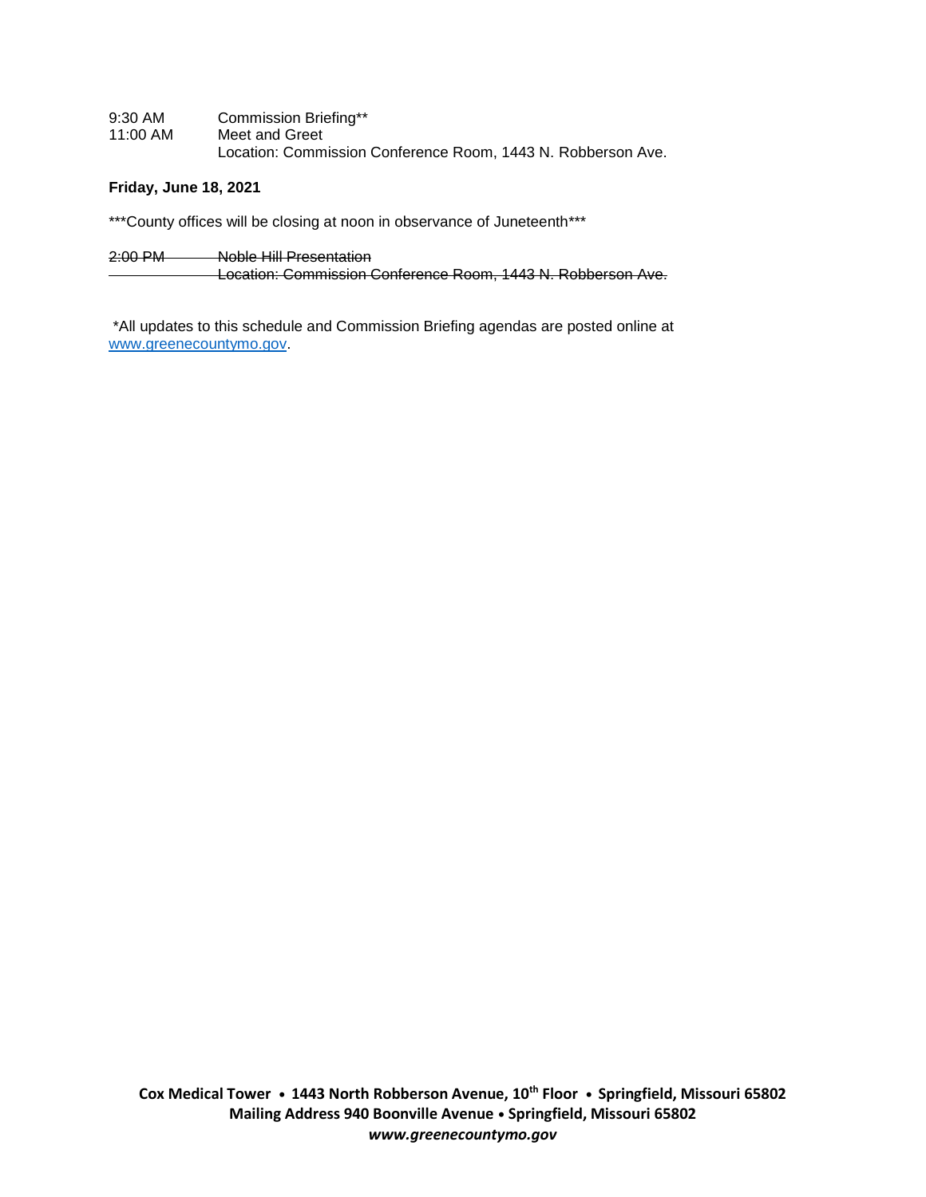9:30 AM Commission Briefing**
11:00 AM Meet and Greet
Location: Commission Conference Room, 1443 N. Robberson Ave.

**Friday, June 18, 2021**

***County offices will be closing at noon in observance of Juneteenth***

~~2:00 PM Noble Hill Presentation~~
~~Location: Commission Conference Room, 1443 N. Robberson Ave.~~

*All updates to this schedule and Commission Briefing agendas are posted online at www.greenecountymo.gov.

**Cox Medical Tower • 1443 North Robberson Avenue, 10th Floor • Springfield, Missouri 65802**
**Mailing Address 940 Boonville Avenue • Springfield, Missouri 65802**
***www.greenecountymo.gov***